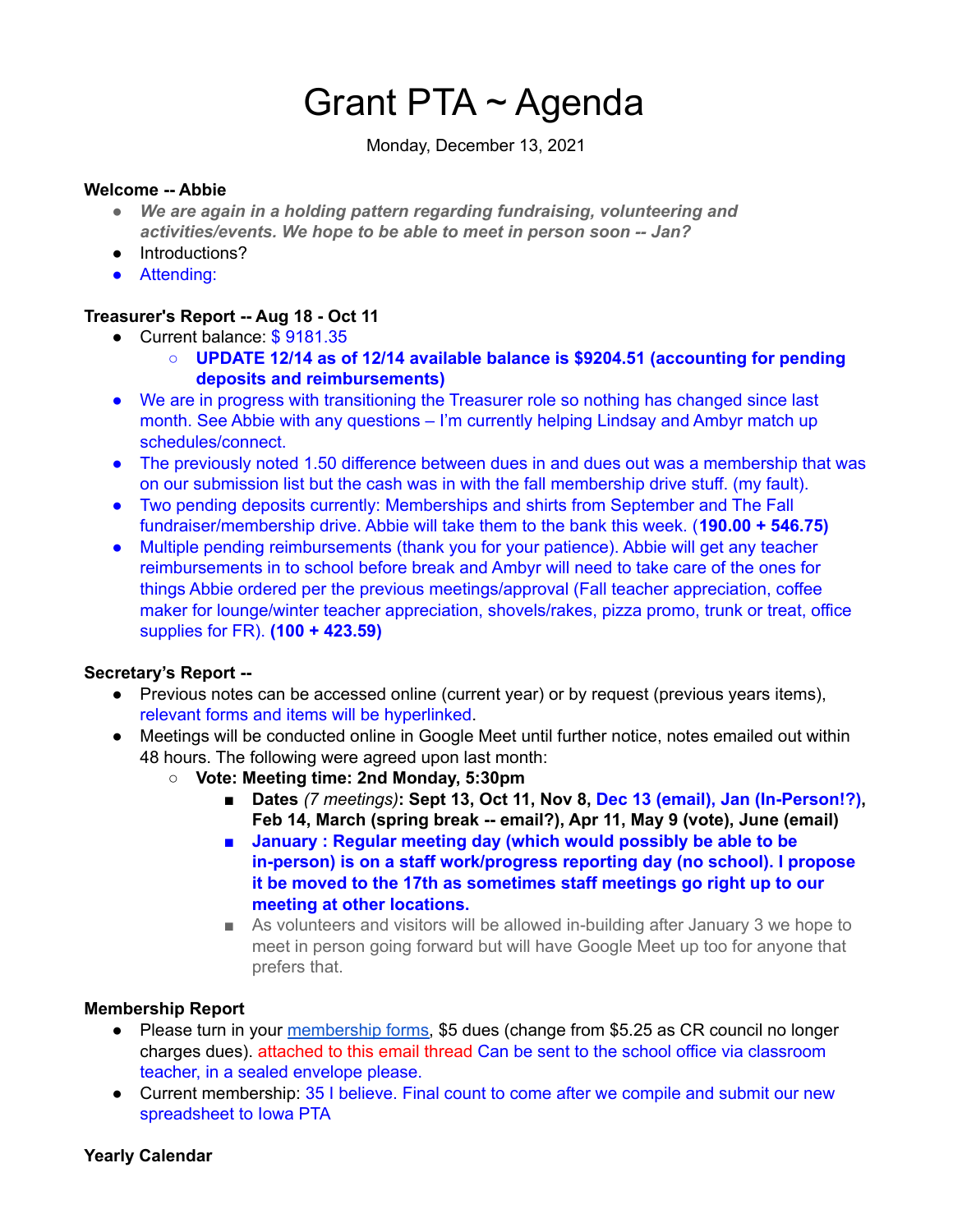# Grant PTA ~ Agenda

Monday, December 13, 2021

**Welcome -- Abbie**

- ***We are again in a holding pattern regarding fundraising, volunteering and activities/events. We hope to be able to meet in person soon -- Jan?***
- Introductions?
- Attending:

**Treasurer's Report -- Aug 18 - Oct 11**

- Current balance: $ 9181.35
  - **UPDATE 12/14 as of 12/14 available balance is $9204.51 (accounting for pending deposits and reimbursements)**
- We are in progress with transitioning the Treasurer role so nothing has changed since last month. See Abbie with any questions – I'm currently helping Lindsay and Ambyr match up schedules/connect.
- The previously noted 1.50 difference between dues in and dues out was a membership that was on our submission list but the cash was in with the fall membership drive stuff. (my fault).
- Two pending deposits currently: Memberships and shirts from September and The Fall fundraiser/membership drive. Abbie will take them to the bank this week. (**190.00 + 546.75)**
- Multiple pending reimbursements (thank you for your patience). Abbie will get any teacher reimbursements in to school before break and Ambyr will need to take care of the ones for things Abbie ordered per the previous meetings/approval (Fall teacher appreciation, coffee maker for lounge/winter teacher appreciation, shovels/rakes, pizza promo, trunk or treat, office supplies for FR). **(100 + 423.59)**

**Secretary's Report --**

- Previous notes can be accessed online (current year) or by request (previous years items), relevant forms and items will be hyperlinked.
- Meetings will be conducted online in Google Meet until further notice, notes emailed out within 48 hours. The following were agreed upon last month:
  - **Vote: Meeting time: 2nd Monday, 5:30pm**
    - **Dates** *(7 meetings)***: Sept 13, Oct 11, Nov 8, Dec 13 (email), Jan (In-Person!?), Feb 14, March (spring break -- email?), Apr 11, May 9 (vote), June (email)**
    - **January : Regular meeting day (which would possibly be able to be in-person) is on a staff work/progress reporting day (no school). I propose it be moved to the 17th as sometimes staff meetings go right up to our meeting at other locations.**
    - As volunteers and visitors will be allowed in-building after January 3 we hope to meet in person going forward but will have Google Meet up too for anyone that prefers that.

**Membership Report**

- Please turn in your membership forms, $5 dues (change from $5.25 as CR council no longer charges dues). attached to this email thread Can be sent to the school office via classroom teacher, in a sealed envelope please.
- Current membership: 35 I believe. Final count to come after we compile and submit our new spreadsheet to Iowa PTA

**Yearly Calendar**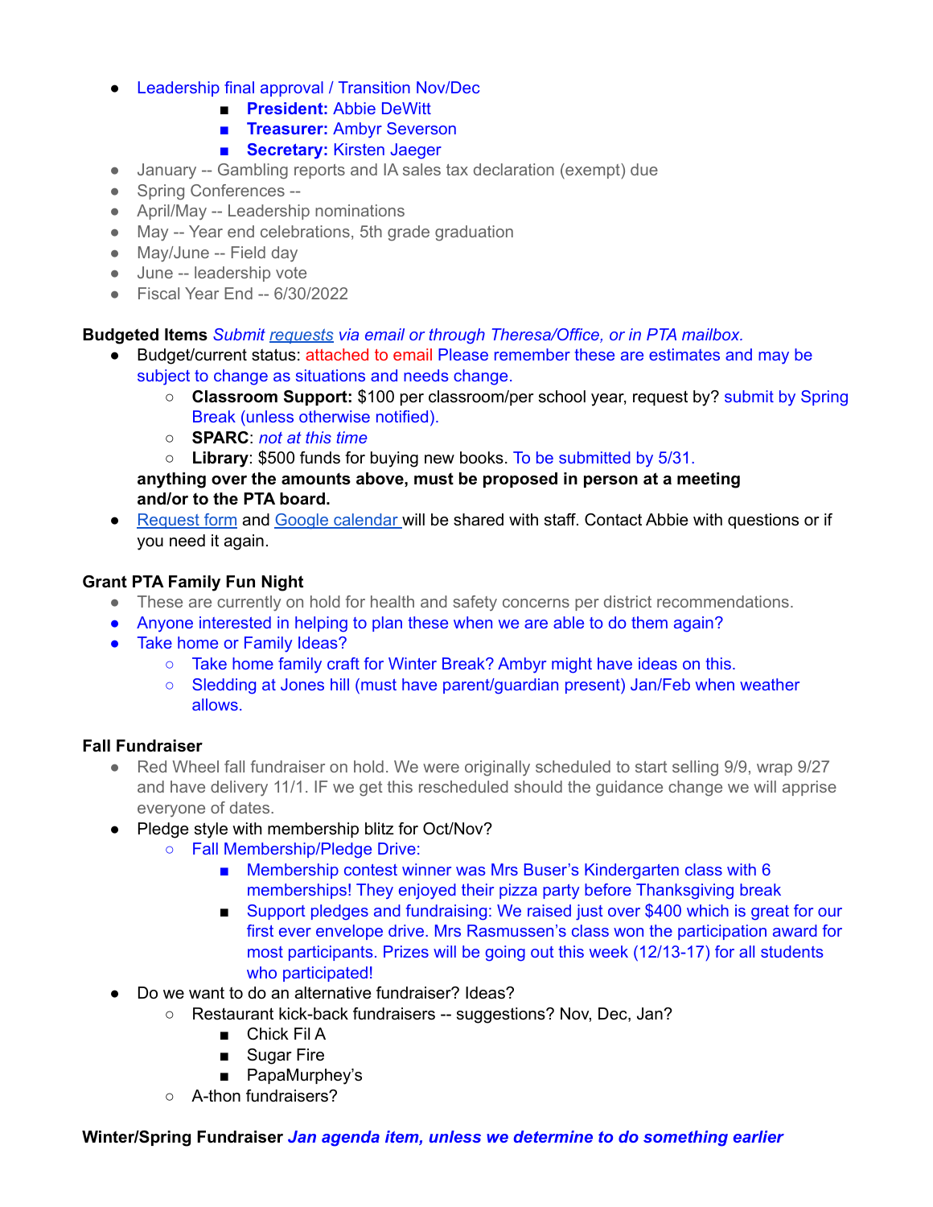- Leadership final approval / Transition Nov/Dec
    - **President:** Abbie DeWitt
    - **Treasurer:** Ambyr Severson
    - **Secretary:** Kirsten Jaeger
- January -- Gambling reports and IA sales tax declaration (exempt) due
- Spring Conferences --
- April/May -- Leadership nominations
- May -- Year end celebrations, 5th grade graduation
- May/June -- Field day
- June -- leadership vote
- Fiscal Year End -- 6/30/2022

**Budgeted Items** *Submit requests via email or through Theresa/Office, or in PTA mailbox.*

- Budget/current status: attached to email Please remember these are estimates and may be subject to change as situations and needs change.
    - **Classroom Support:** $100 per classroom/per school year, request by? submit by Spring Break (unless otherwise notified).
    - **SPARC**: *not at this time*
    - **Library**: $500 funds for buying new books. To be submitted by 5/31.

  **anything over the amounts above, must be proposed in person at a meeting and/or to the PTA board.**
- Request form and Google calendar will be shared with staff. Contact Abbie with questions or if you need it again.

**Grant PTA Family Fun Night**

- These are currently on hold for health and safety concerns per district recommendations.
- Anyone interested in helping to plan these when we are able to do them again?
- Take home or Family Ideas?
    - Take home family craft for Winter Break? Ambyr might have ideas on this.
    - Sledding at Jones hill (must have parent/guardian present) Jan/Feb when weather allows.

**Fall Fundraiser**

- Red Wheel fall fundraiser on hold. We were originally scheduled to start selling 9/9, wrap 9/27 and have delivery 11/1. IF we get this rescheduled should the guidance change we will apprise everyone of dates.
- Pledge style with membership blitz for Oct/Nov?
    - Fall Membership/Pledge Drive:
        - Membership contest winner was Mrs Buser's Kindergarten class with 6 memberships! They enjoyed their pizza party before Thanksgiving break
        - Support pledges and fundraising: We raised just over $400 which is great for our first ever envelope drive. Mrs Rasmussen's class won the participation award for most participants. Prizes will be going out this week (12/13-17) for all students who participated!
- Do we want to do an alternative fundraiser? Ideas?
    - Restaurant kick-back fundraisers -- suggestions? Nov, Dec, Jan?
        - Chick Fil A
        - Sugar Fire
        - PapaMurphey's
    - A-thon fundraisers?

**Winter/Spring Fundraiser** ***Jan agenda item, unless we determine to do something earlier***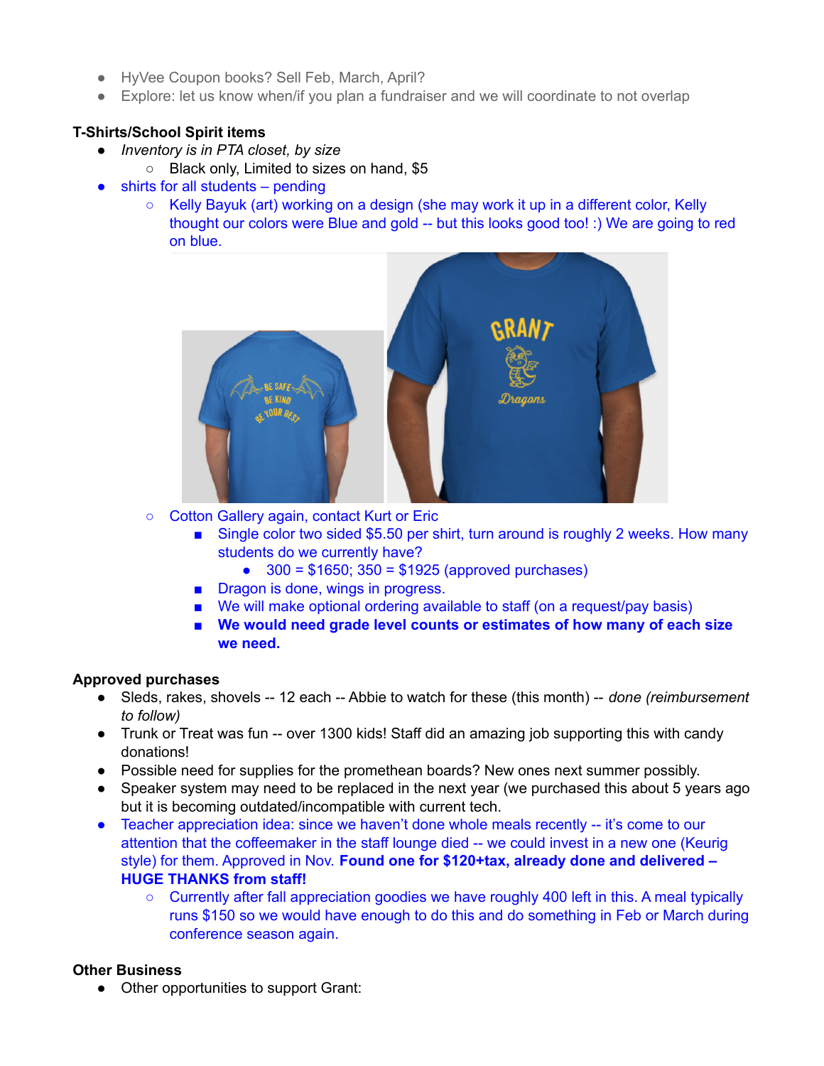- HyVee Coupon books? Sell Feb, March, April?
- Explore: let us know when/if you plan a fundraiser and we will coordinate to not overlap

**T-Shirts/School Spirit items**

- *Inventory is in PTA closet, by size*
  - Black only, Limited to sizes on hand, $5
- shirts for all students – pending
  - Kelly Bayuk (art) working on a design (she may work it up in a different color, Kelly thought our colors were Blue and gold -- but this looks good too! :) We are going to red on blue.
  - Cotton Gallery again, contact Kurt or Eric
    - Single color two sided $5.50 per shirt, turn around is roughly 2 weeks. How many students do we currently have?
      - 300 = $1650; 350 = $1925 (approved purchases)
    - Dragon is done, wings in progress.
    - We will make optional ordering available to staff (on a request/pay basis)
    - **We would need grade level counts or estimates of how many of each size we need.**

**Approved purchases**

- Sleds, rakes, shovels -- 12 each -- Abbie to watch for these (this month) -- *done (reimbursement to follow)*
- Trunk or Treat was fun -- over 1300 kids! Staff did an amazing job supporting this with candy donations!
- Possible need for supplies for the promethean boards? New ones next summer possibly.
- Speaker system may need to be replaced in the next year (we purchased this about 5 years ago but it is becoming outdated/incompatible with current tech.
- Teacher appreciation idea: since we haven't done whole meals recently -- it's come to our attention that the coffeemaker in the staff lounge died -- we could invest in a new one (Keurig style) for them. Approved in Nov. **Found one for $120+tax, already done and delivered – HUGE THANKS from staff!**
  - Currently after fall appreciation goodies we have roughly 400 left in this. A meal typically runs $150 so we would have enough to do this and do something in Feb or March during conference season again.

**Other Business**

- Other opportunities to support Grant: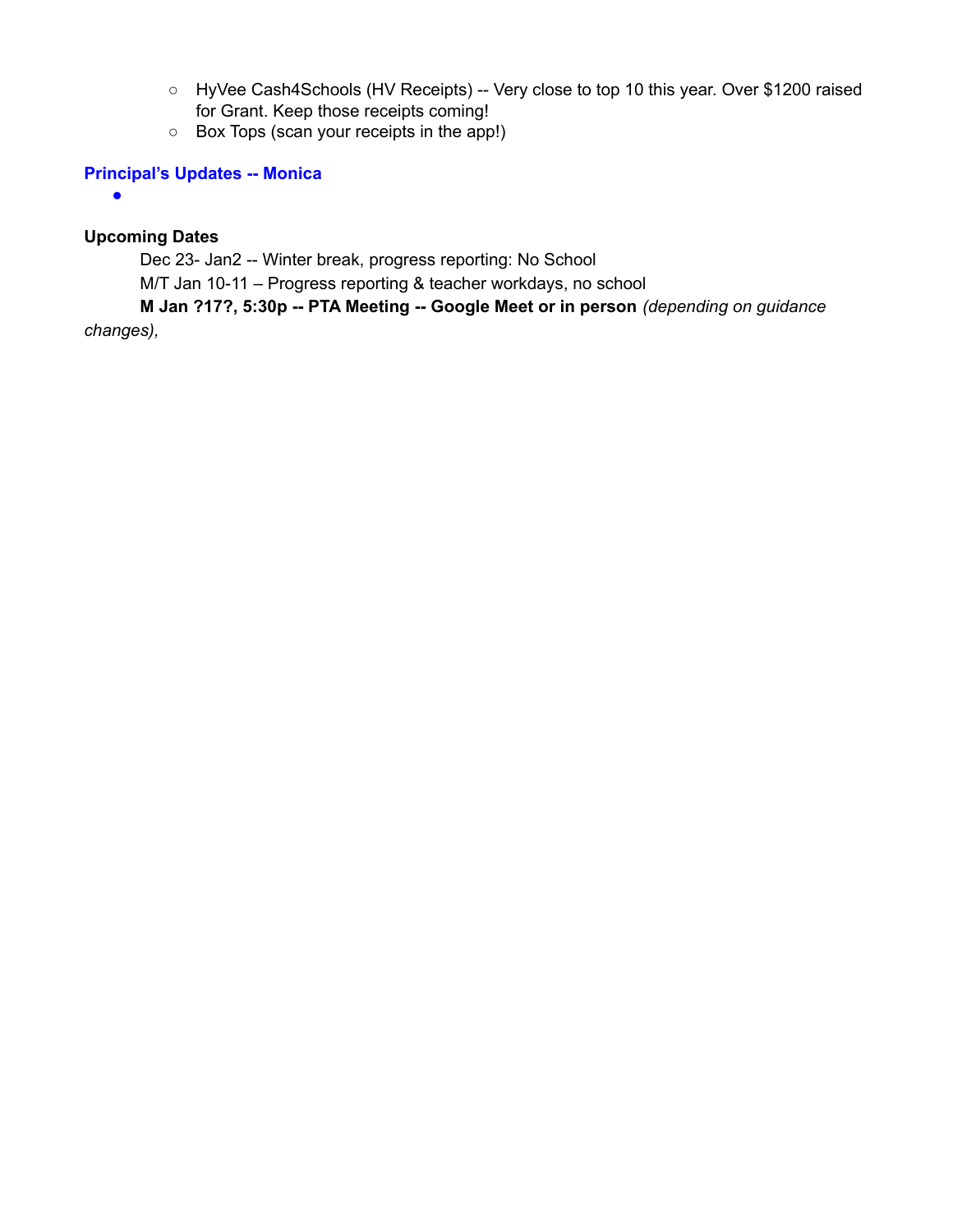- HyVee Cash4Schools (HV Receipts) -- Very close to top 10 this year. Over $1200 raised for Grant. Keep those receipts coming!
  - Box Tops (scan your receipts in the app!)

### Principal's Updates -- Monica

-

**Upcoming Dates**

Dec 23- Jan2 -- Winter break, progress reporting: No School

M/T Jan 10-11 – Progress reporting & teacher workdays, no school

**M Jan ?17?, 5:30p -- PTA Meeting -- Google Meet or in person** *(depending on guidance changes),*